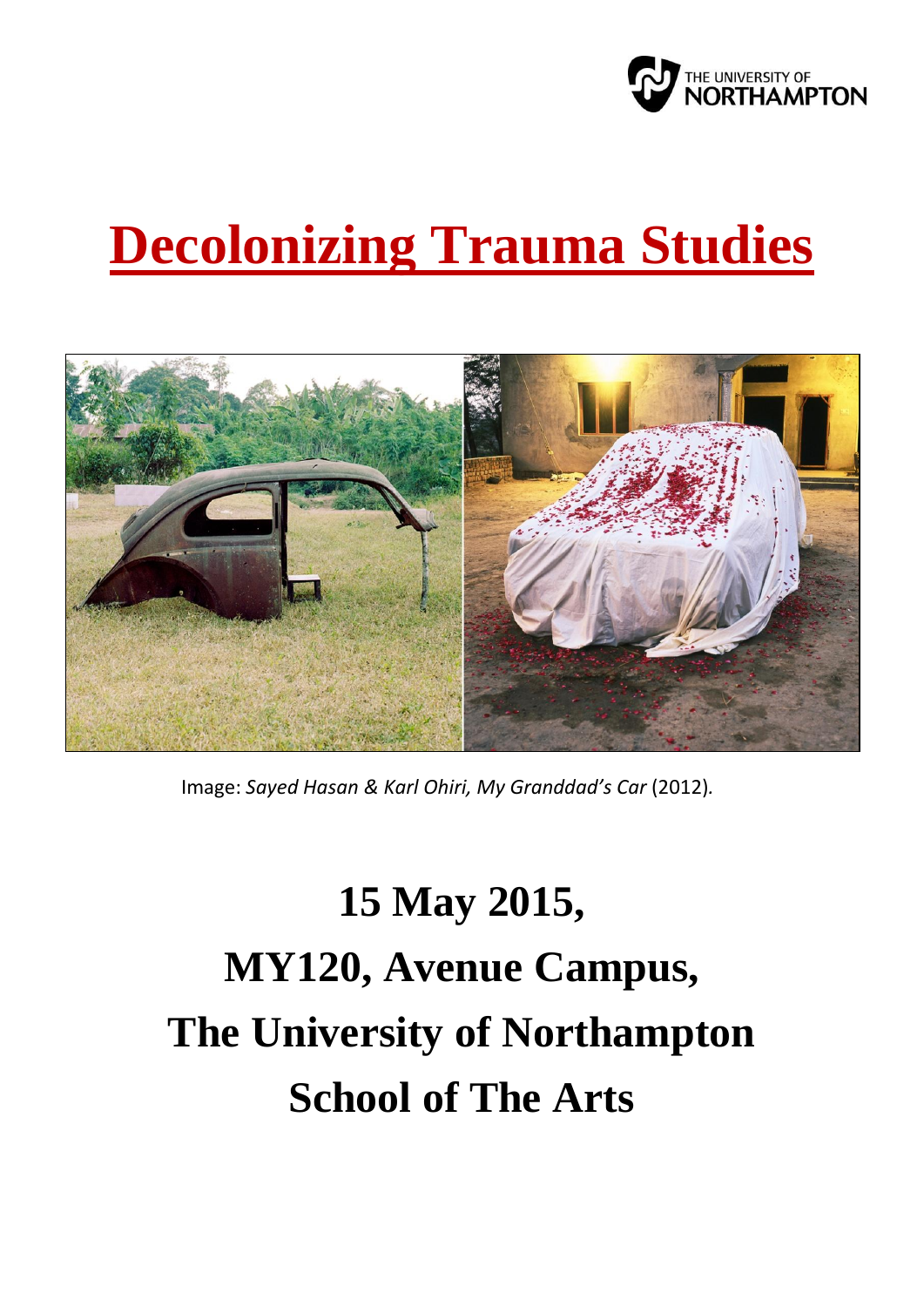# Decolonizing Trauma Studies

Image: *Sayed Hasan & Karl Ohiri, My Granddad's Car* (2012).

**15 May 2015,**

**MY120, Avenue Campus,**

**The University of Northampton**

**School of The Arts**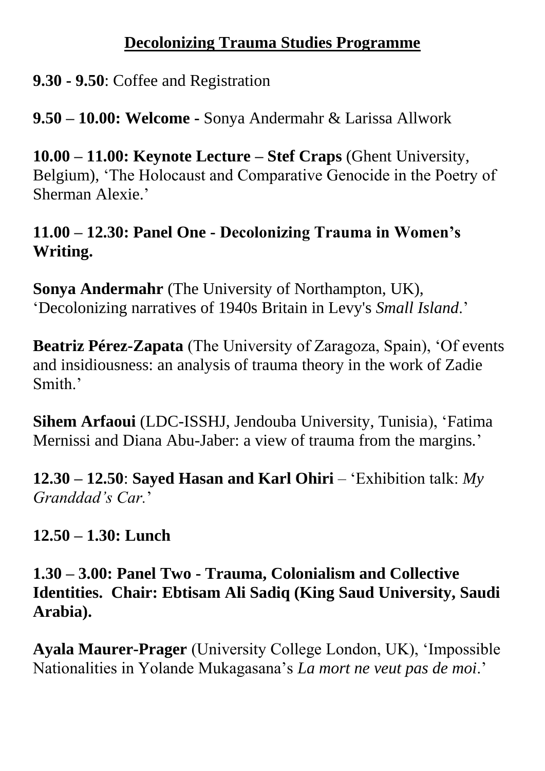# Decolonizing Trauma Studies Programme

**9.30 - 9.50**: Coffee and Registration

**9.50 – 10.00: Welcome -** Sonya Andermahr & Larissa Allwork

**10.00 – 11.00: Keynote Lecture – Stef Craps** (Ghent University, Belgium), 'The Holocaust and Comparative Genocide in the Poetry of Sherman Alexie.'

**11.00 – 12.30: Panel One - Decolonizing Trauma in Women's Writing.**

**Sonya Andermahr** (The University of Northampton, UK), 'Decolonizing narratives of 1940s Britain in Levy's *Small Island*.'

**Beatriz Pérez-Zapata** (The University of Zaragoza, Spain), 'Of events and insidiousness: an analysis of trauma theory in the work of Zadie Smith.'

**Sihem Arfaoui** (LDC-ISSHJ, Jendouba University, Tunisia), 'Fatima Mernissi and Diana Abu-Jaber: a view of trauma from the margins.'

**12.30 – 12.50**: **Sayed Hasan and Karl Ohiri** – 'Exhibition talk: *My Granddad's Car*.'

**12.50 – 1.30: Lunch**

**1.30 – 3.00: Panel Two - Trauma, Colonialism and Collective Identities. Chair: Ebtisam Ali Sadiq (King Saud University, Saudi Arabia).**

**Ayala Maurer-Prager** (University College London, UK), 'Impossible Nationalities in Yolande Mukagasana's *La mort ne veut pas de moi*.'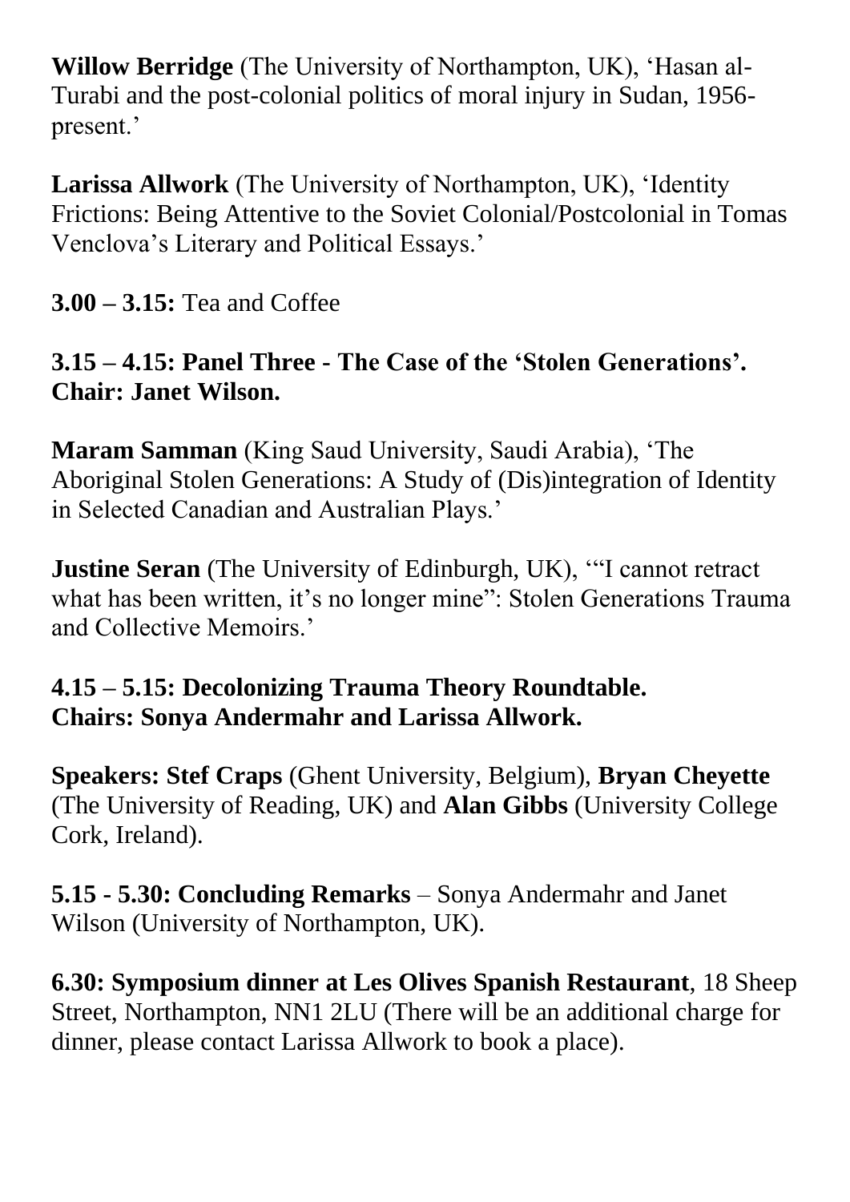**Willow Berridge** (The University of Northampton, UK), 'Hasan al-Turabi and the post-colonial politics of moral injury in Sudan, 1956-present.'

**Larissa Allwork** (The University of Northampton, UK), 'Identity Frictions: Being Attentive to the Soviet Colonial/Postcolonial in Tomas Venclova's Literary and Political Essays.'

**3.00 – 3.15:** Tea and Coffee

**3.15 – 4.15: Panel Three - The Case of the 'Stolen Generations'. Chair: Janet Wilson.**

**Maram Samman** (King Saud University, Saudi Arabia), 'The Aboriginal Stolen Generations: A Study of (Dis)integration of Identity in Selected Canadian and Australian Plays.'

**Justine Seran** (The University of Edinburgh, UK), '"I cannot retract what has been written, it's no longer mine": Stolen Generations Trauma and Collective Memoirs.'

**4.15 – 5.15: Decolonizing Trauma Theory Roundtable. Chairs: Sonya Andermahr and Larissa Allwork.**

**Speakers: Stef Craps** (Ghent University, Belgium), **Bryan Cheyette** (The University of Reading, UK) and **Alan Gibbs** (University College Cork, Ireland).

**5.15 - 5.30: Concluding Remarks** – Sonya Andermahr and Janet Wilson (University of Northampton, UK).

**6.30: Symposium dinner at Les Olives Spanish Restaurant**, 18 Sheep Street, Northampton, NN1 2LU (There will be an additional charge for dinner, please contact Larissa Allwork to book a place).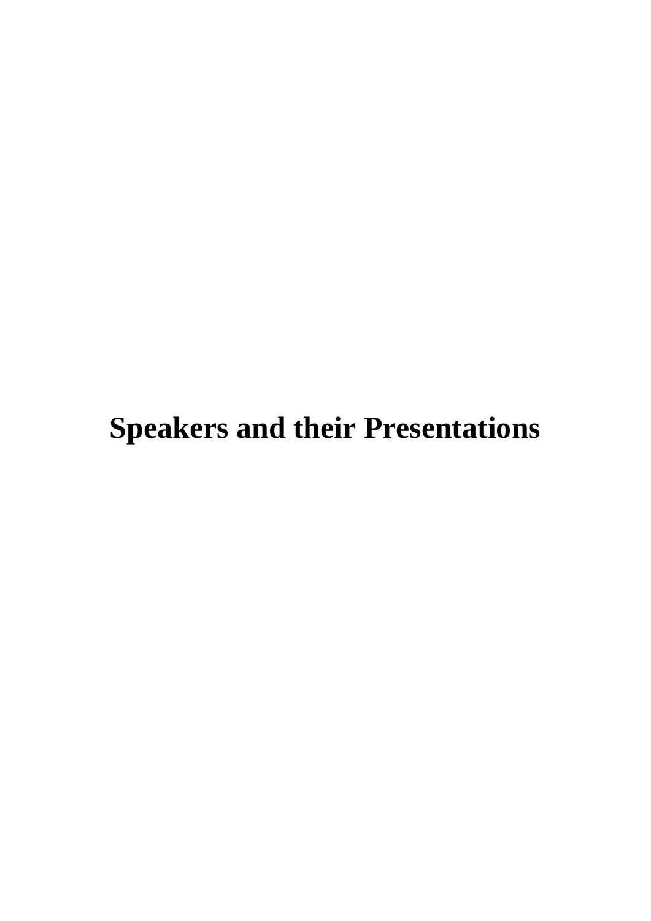# Speakers and their Presentations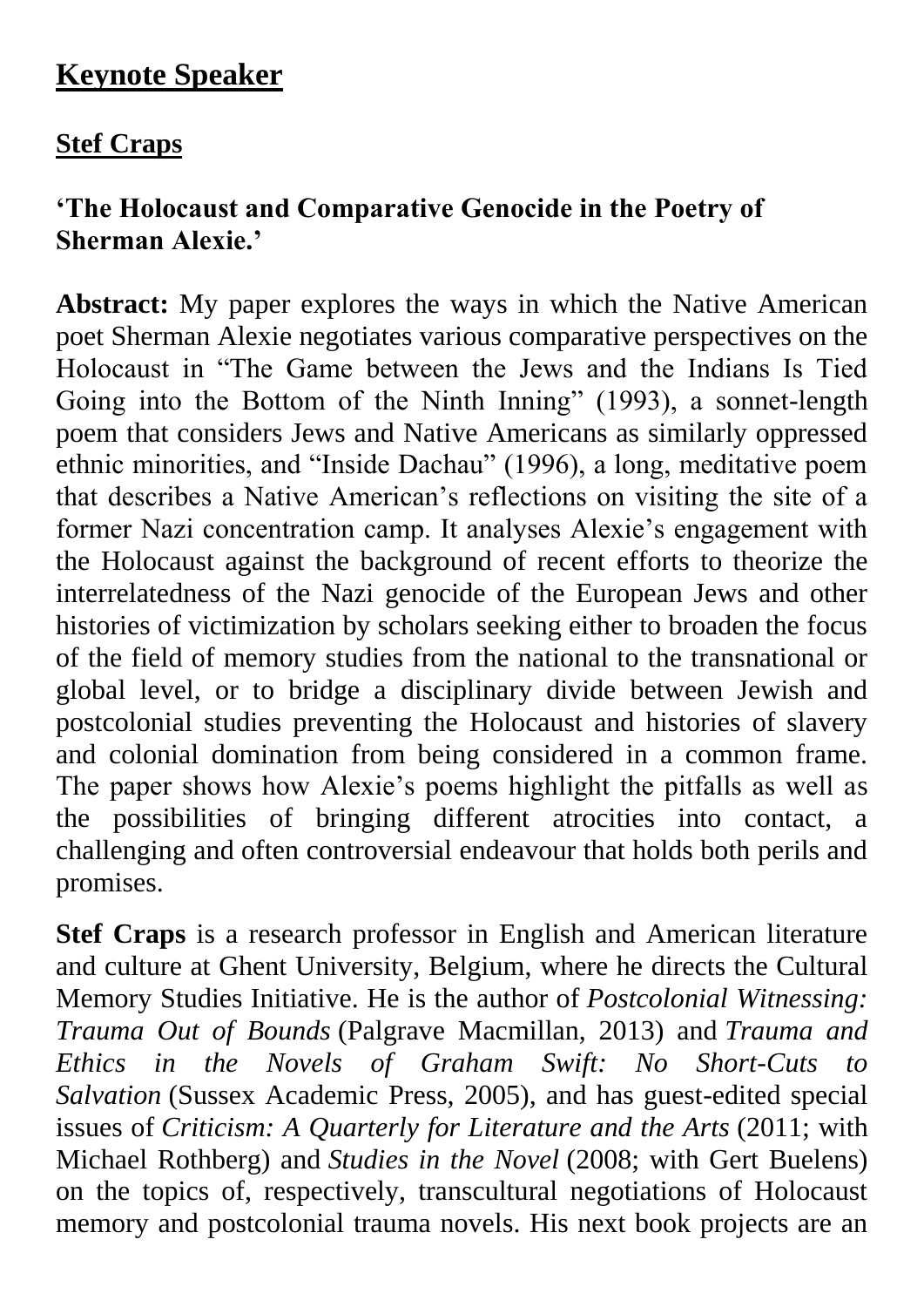## Keynote Speaker

### Stef Craps

### 'The Holocaust and Comparative Genocide in the Poetry of Sherman Alexie.'

**Abstract:** My paper explores the ways in which the Native American poet Sherman Alexie negotiates various comparative perspectives on the Holocaust in "The Game between the Jews and the Indians Is Tied Going into the Bottom of the Ninth Inning" (1993), a sonnet-length poem that considers Jews and Native Americans as similarly oppressed ethnic minorities, and "Inside Dachau" (1996), a long, meditative poem that describes a Native American's reflections on visiting the site of a former Nazi concentration camp. It analyses Alexie's engagement with the Holocaust against the background of recent efforts to theorize the interrelatedness of the Nazi genocide of the European Jews and other histories of victimization by scholars seeking either to broaden the focus of the field of memory studies from the national to the transnational or global level, or to bridge a disciplinary divide between Jewish and postcolonial studies preventing the Holocaust and histories of slavery and colonial domination from being considered in a common frame. The paper shows how Alexie's poems highlight the pitfalls as well as the possibilities of bringing different atrocities into contact, a challenging and often controversial endeavour that holds both perils and promises.

**Stef Craps** is a research professor in English and American literature and culture at Ghent University, Belgium, where he directs the Cultural Memory Studies Initiative. He is the author of *Postcolonial Witnessing: Trauma Out of Bounds* (Palgrave Macmillan, 2013) and *Trauma and Ethics in the Novels of Graham Swift: No Short-Cuts to Salvation* (Sussex Academic Press, 2005), and has guest-edited special issues of *Criticism: A Quarterly for Literature and the Arts* (2011; with Michael Rothberg) and *Studies in the Novel* (2008; with Gert Buelens) on the topics of, respectively, transcultural negotiations of Holocaust memory and postcolonial trauma novels. His next book projects are an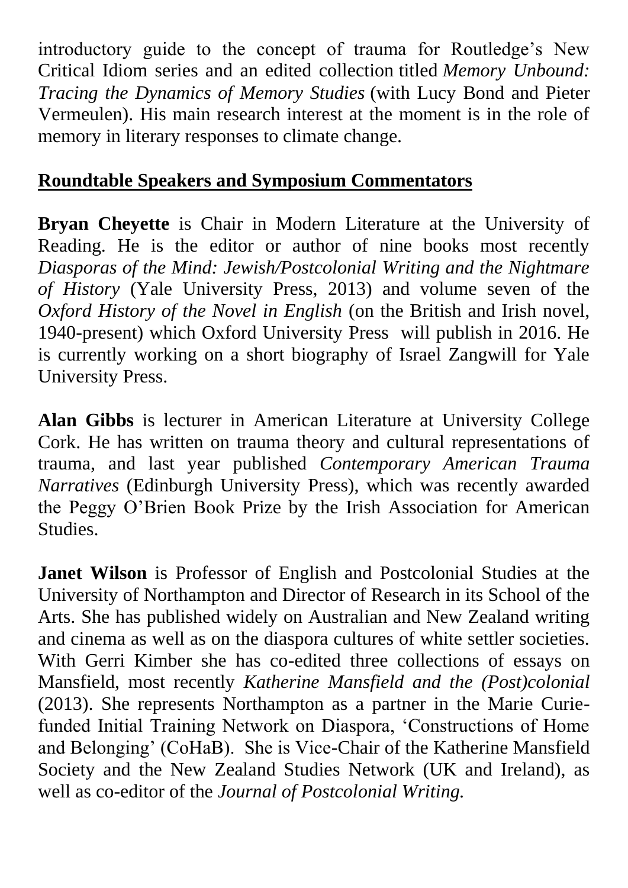introductory guide to the concept of trauma for Routledge's New Critical Idiom series and an edited collection titled *Memory Unbound: Tracing the Dynamics of Memory Studies* (with Lucy Bond and Pieter Vermeulen). His main research interest at the moment is in the role of memory in literary responses to climate change.

## Roundtable Speakers and Symposium Commentators

**Bryan Cheyette** is Chair in Modern Literature at the University of Reading. He is the editor or author of nine books most recently *Diasporas of the Mind: Jewish/Postcolonial Writing and the Nightmare of History* (Yale University Press, 2013) and volume seven of the *Oxford History of the Novel in English* (on the British and Irish novel, 1940-present) which Oxford University Press will publish in 2016. He is currently working on a short biography of Israel Zangwill for Yale University Press.

**Alan Gibbs** is lecturer in American Literature at University College Cork. He has written on trauma theory and cultural representations of trauma, and last year published *Contemporary American Trauma Narratives* (Edinburgh University Press), which was recently awarded the Peggy O'Brien Book Prize by the Irish Association for American Studies.

**Janet Wilson** is Professor of English and Postcolonial Studies at the University of Northampton and Director of Research in its School of the Arts. She has published widely on Australian and New Zealand writing and cinema as well as on the diaspora cultures of white settler societies. With Gerri Kimber she has co-edited three collections of essays on Mansfield, most recently *Katherine Mansfield and the (Post)colonial* (2013). She represents Northampton as a partner in the Marie Curie-funded Initial Training Network on Diaspora, 'Constructions of Home and Belonging' (CoHaB). She is Vice-Chair of the Katherine Mansfield Society and the New Zealand Studies Network (UK and Ireland), as well as co-editor of the *Journal of Postcolonial Writing.*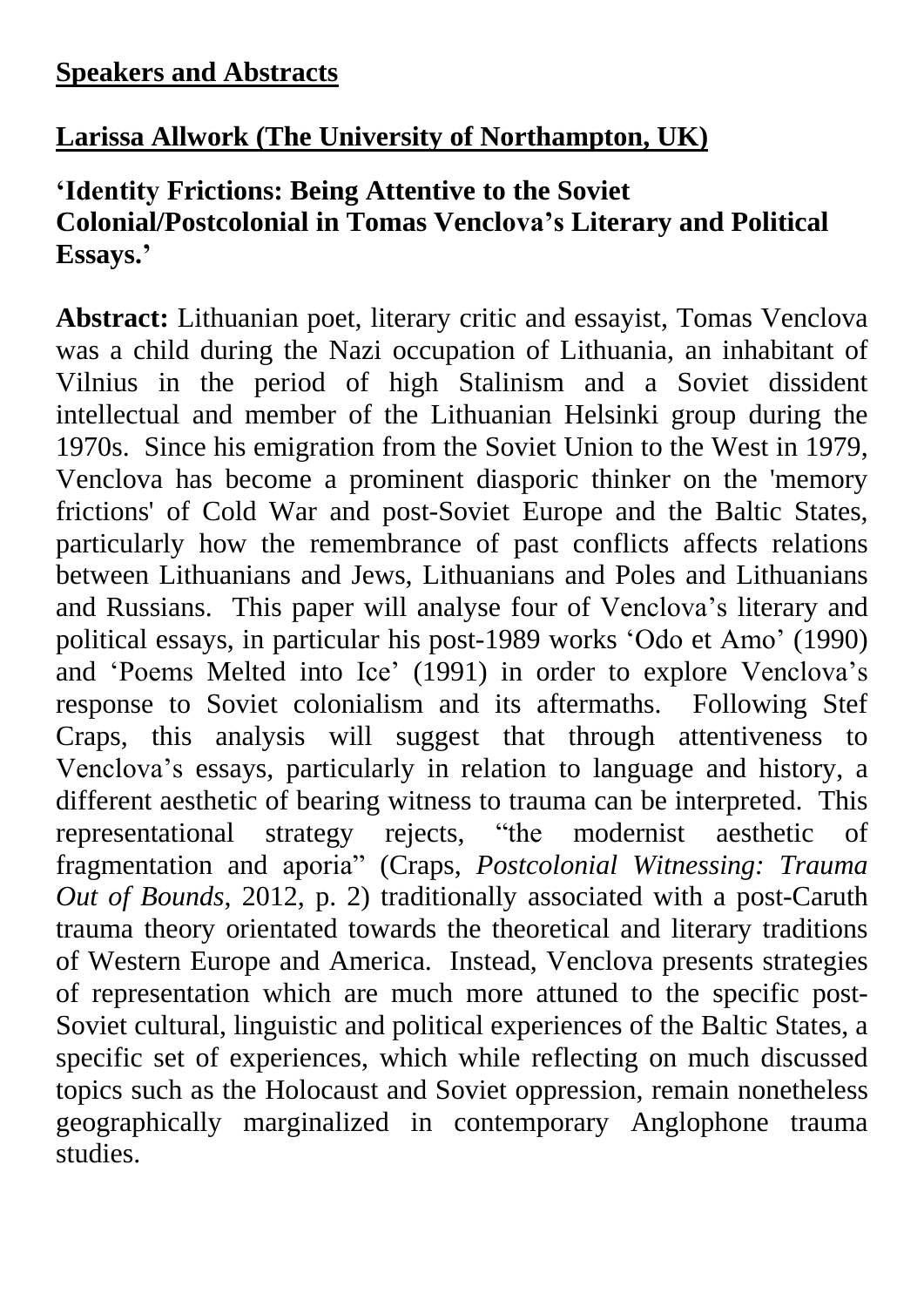## Speakers and Abstracts

### Larissa Allwork (The University of Northampton, UK)

**'Identity Frictions: Being Attentive to the Soviet Colonial/Postcolonial in Tomas Venclova's Literary and Political Essays.'**

**Abstract:** Lithuanian poet, literary critic and essayist, Tomas Venclova was a child during the Nazi occupation of Lithuania, an inhabitant of Vilnius in the period of high Stalinism and a Soviet dissident intellectual and member of the Lithuanian Helsinki group during the 1970s. Since his emigration from the Soviet Union to the West in 1979, Venclova has become a prominent diasporic thinker on the 'memory frictions' of Cold War and post-Soviet Europe and the Baltic States, particularly how the remembrance of past conflicts affects relations between Lithuanians and Jews, Lithuanians and Poles and Lithuanians and Russians. This paper will analyse four of Venclova's literary and political essays, in particular his post-1989 works 'Odo et Amo' (1990) and 'Poems Melted into Ice' (1991) in order to explore Venclova's response to Soviet colonialism and its aftermaths. Following Stef Craps, this analysis will suggest that through attentiveness to Venclova's essays, particularly in relation to language and history, a different aesthetic of bearing witness to trauma can be interpreted. This representational strategy rejects, "the modernist aesthetic of fragmentation and aporia" (Craps, *Postcolonial Witnessing: Trauma Out of Bounds*, 2012, p. 2) traditionally associated with a post-Caruth trauma theory orientated towards the theoretical and literary traditions of Western Europe and America. Instead, Venclova presents strategies of representation which are much more attuned to the specific post-Soviet cultural, linguistic and political experiences of the Baltic States, a specific set of experiences, which while reflecting on much discussed topics such as the Holocaust and Soviet oppression, remain nonetheless geographically marginalized in contemporary Anglophone trauma studies.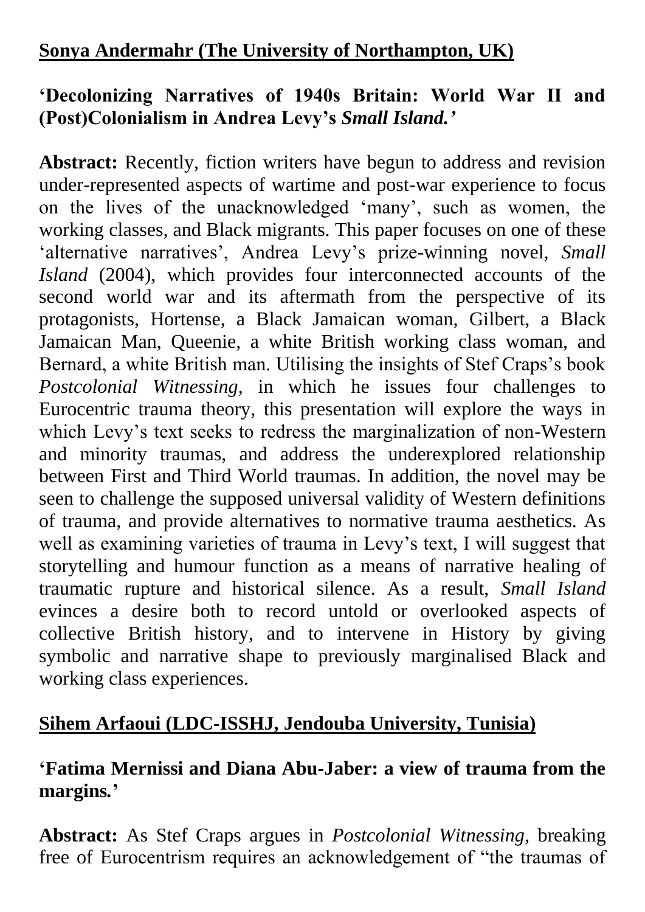**Sonya Andermahr (The University of Northampton, UK)**

**'Decolonizing Narratives of 1940s Britain: World War II and (Post)Colonialism in Andrea Levy's *Small Island.'***

**Abstract:** Recently, fiction writers have begun to address and revision under-represented aspects of wartime and post-war experience to focus on the lives of the unacknowledged 'many', such as women, the working classes, and Black migrants. This paper focuses on one of these 'alternative narratives', Andrea Levy's prize-winning novel, *Small Island* (2004), which provides four interconnected accounts of the second world war and its aftermath from the perspective of its protagonists, Hortense, a Black Jamaican woman, Gilbert, a Black Jamaican Man, Queenie, a white British working class woman, and Bernard, a white British man. Utilising the insights of Stef Craps's book *Postcolonial Witnessing*, in which he issues four challenges to Eurocentric trauma theory, this presentation will explore the ways in which Levy's text seeks to redress the marginalization of non-Western and minority traumas, and address the underexplored relationship between First and Third World traumas. In addition, the novel may be seen to challenge the supposed universal validity of Western definitions of trauma, and provide alternatives to normative trauma aesthetics. As well as examining varieties of trauma in Levy's text, I will suggest that storytelling and humour function as a means of narrative healing of traumatic rupture and historical silence. As a result, *Small Island* evinces a desire both to record untold or overlooked aspects of collective British history, and to intervene in History by giving symbolic and narrative shape to previously marginalised Black and working class experiences.

**Sihem Arfaoui (LDC-ISSHJ, Jendouba University, Tunisia)**

**'Fatima Mernissi and Diana Abu-Jaber: a view of trauma from the margins.'**

**Abstract:** As Stef Craps argues in *Postcolonial Witnessing*, breaking free of Eurocentrism requires an acknowledgement of "the traumas of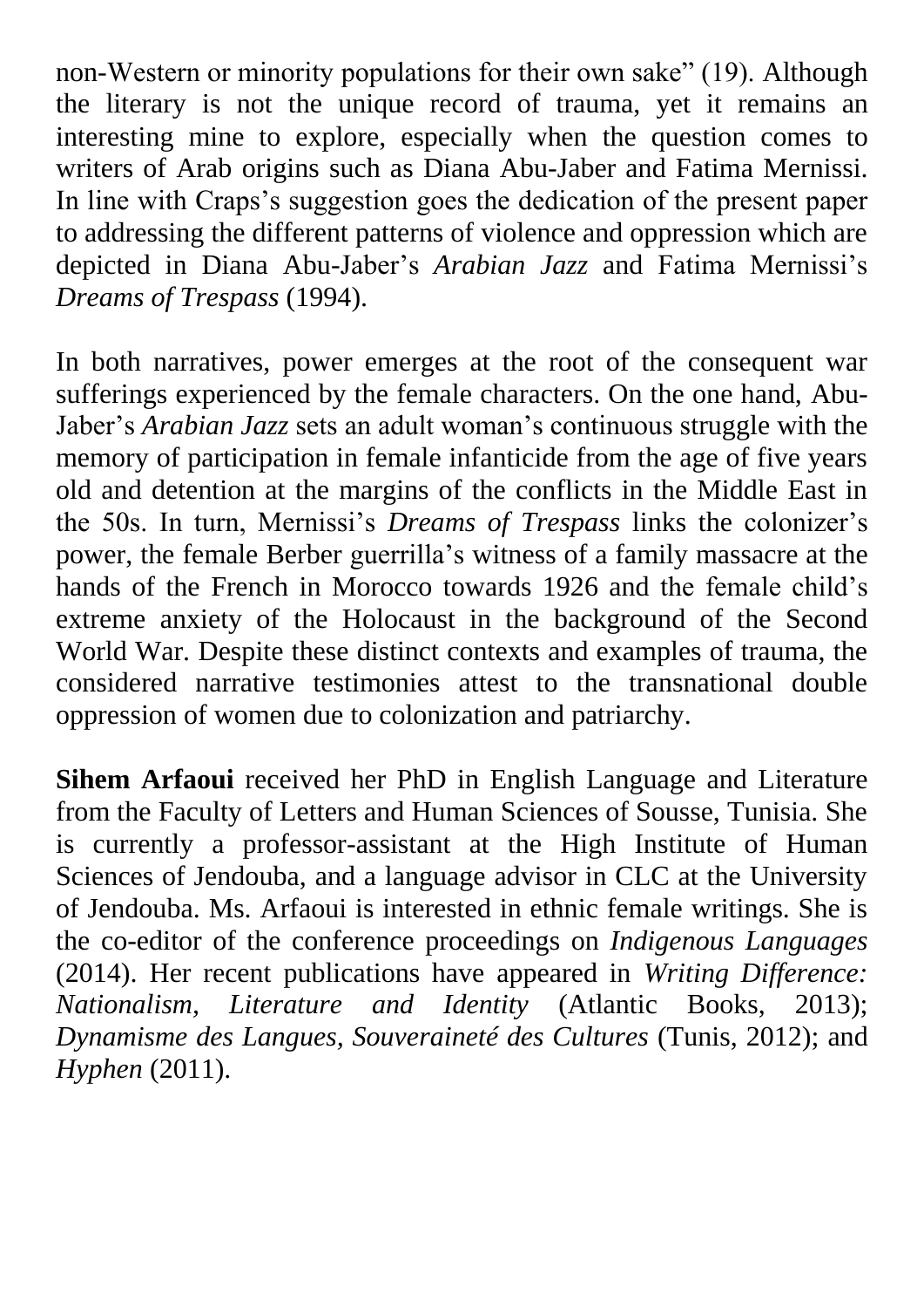non-Western or minority populations for their own sake" (19). Although the literary is not the unique record of trauma, yet it remains an interesting mine to explore, especially when the question comes to writers of Arab origins such as Diana Abu-Jaber and Fatima Mernissi. In line with Craps's suggestion goes the dedication of the present paper to addressing the different patterns of violence and oppression which are depicted in Diana Abu-Jaber's *Arabian Jazz* and Fatima Mernissi's *Dreams of Trespass* (1994).

In both narratives, power emerges at the root of the consequent war sufferings experienced by the female characters. On the one hand, Abu-Jaber's *Arabian Jazz* sets an adult woman's continuous struggle with the memory of participation in female infanticide from the age of five years old and detention at the margins of the conflicts in the Middle East in the 50s. In turn, Mernissi's *Dreams of Trespass* links the colonizer's power, the female Berber guerrilla's witness of a family massacre at the hands of the French in Morocco towards 1926 and the female child's extreme anxiety of the Holocaust in the background of the Second World War. Despite these distinct contexts and examples of trauma, the considered narrative testimonies attest to the transnational double oppression of women due to colonization and patriarchy.

**Sihem Arfaoui** received her PhD in English Language and Literature from the Faculty of Letters and Human Sciences of Sousse, Tunisia. She is currently a professor-assistant at the High Institute of Human Sciences of Jendouba, and a language advisor in CLC at the University of Jendouba. Ms. Arfaoui is interested in ethnic female writings. She is the co-editor of the conference proceedings on *Indigenous Languages* (2014). Her recent publications have appeared in *Writing Difference: Nationalism, Literature and Identity* (Atlantic Books, 2013); *Dynamisme des Langues, Souveraineté des Cultures* (Tunis, 2012); and *Hyphen* (2011).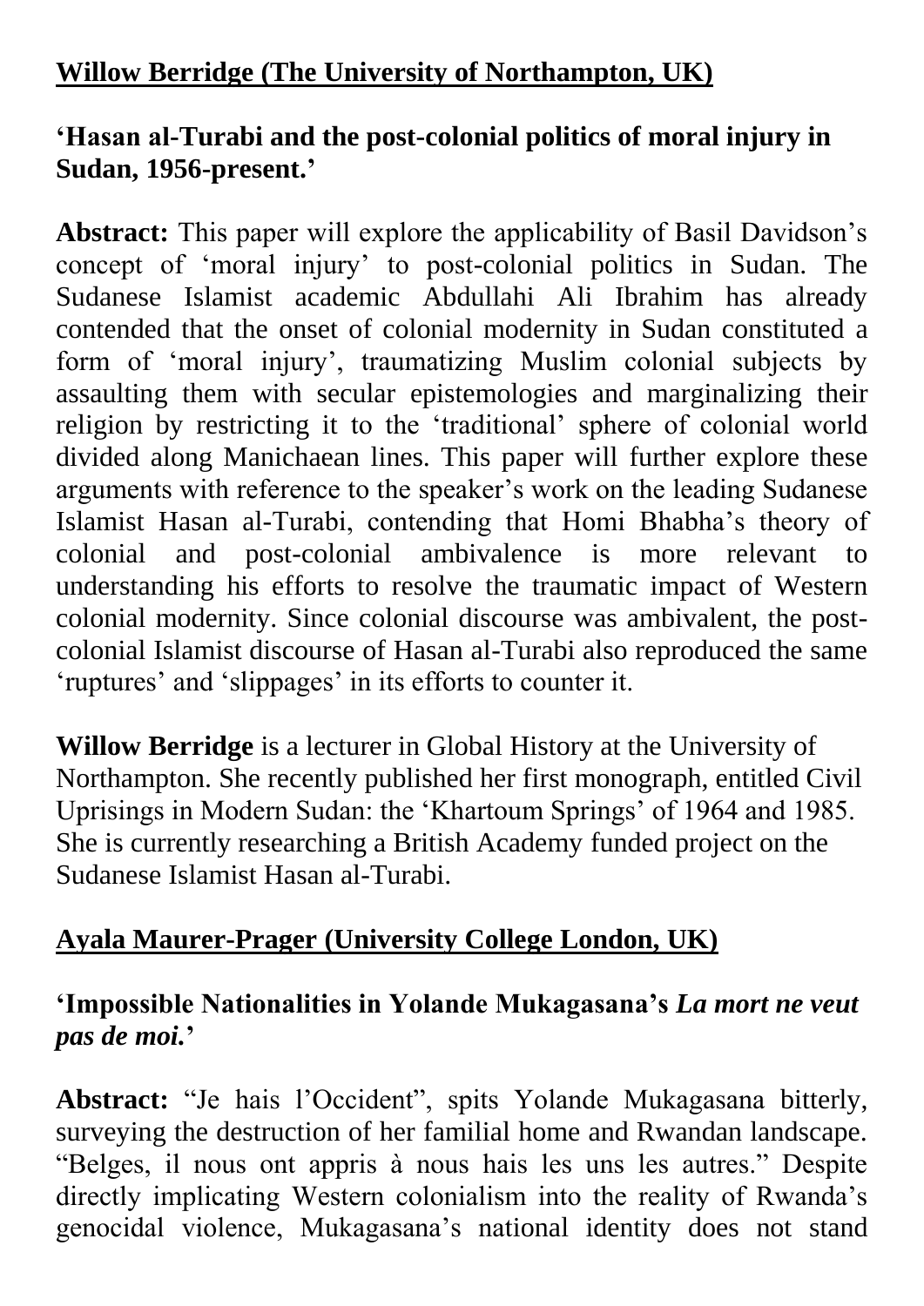**<u>Willow Berridge (The University of Northampton, UK)</u>**

**'Hasan al-Turabi and the post-colonial politics of moral injury in Sudan, 1956-present.'**

**Abstract:** This paper will explore the applicability of Basil Davidson's concept of 'moral injury' to post-colonial politics in Sudan. The Sudanese Islamist academic Abdullahi Ali Ibrahim has already contended that the onset of colonial modernity in Sudan constituted a form of 'moral injury', traumatizing Muslim colonial subjects by assaulting them with secular epistemologies and marginalizing their religion by restricting it to the 'traditional' sphere of colonial world divided along Manichaean lines. This paper will further explore these arguments with reference to the speaker's work on the leading Sudanese Islamist Hasan al-Turabi, contending that Homi Bhabha's theory of colonial and post-colonial ambivalence is more relevant to understanding his efforts to resolve the traumatic impact of Western colonial modernity. Since colonial discourse was ambivalent, the post-colonial Islamist discourse of Hasan al-Turabi also reproduced the same 'ruptures' and 'slippages' in its efforts to counter it.

**Willow Berridge** is a lecturer in Global History at the University of Northampton. She recently published her first monograph, entitled Civil Uprisings in Modern Sudan: the 'Khartoum Springs' of 1964 and 1985. She is currently researching a British Academy funded project on the Sudanese Islamist Hasan al-Turabi.

**<u>Ayala Maurer-Prager (University College London, UK)</u>**

**'Impossible Nationalities in Yolande Mukagasana's *La mort ne veut pas de moi.*'**

**Abstract:** "Je hais l'Occident", spits Yolande Mukagasana bitterly, surveying the destruction of her familial home and Rwandan landscape. "Belges, il nous ont appris à nous hais les uns les autres." Despite directly implicating Western colonialism into the reality of Rwanda's genocidal violence, Mukagasana's national identity does not stand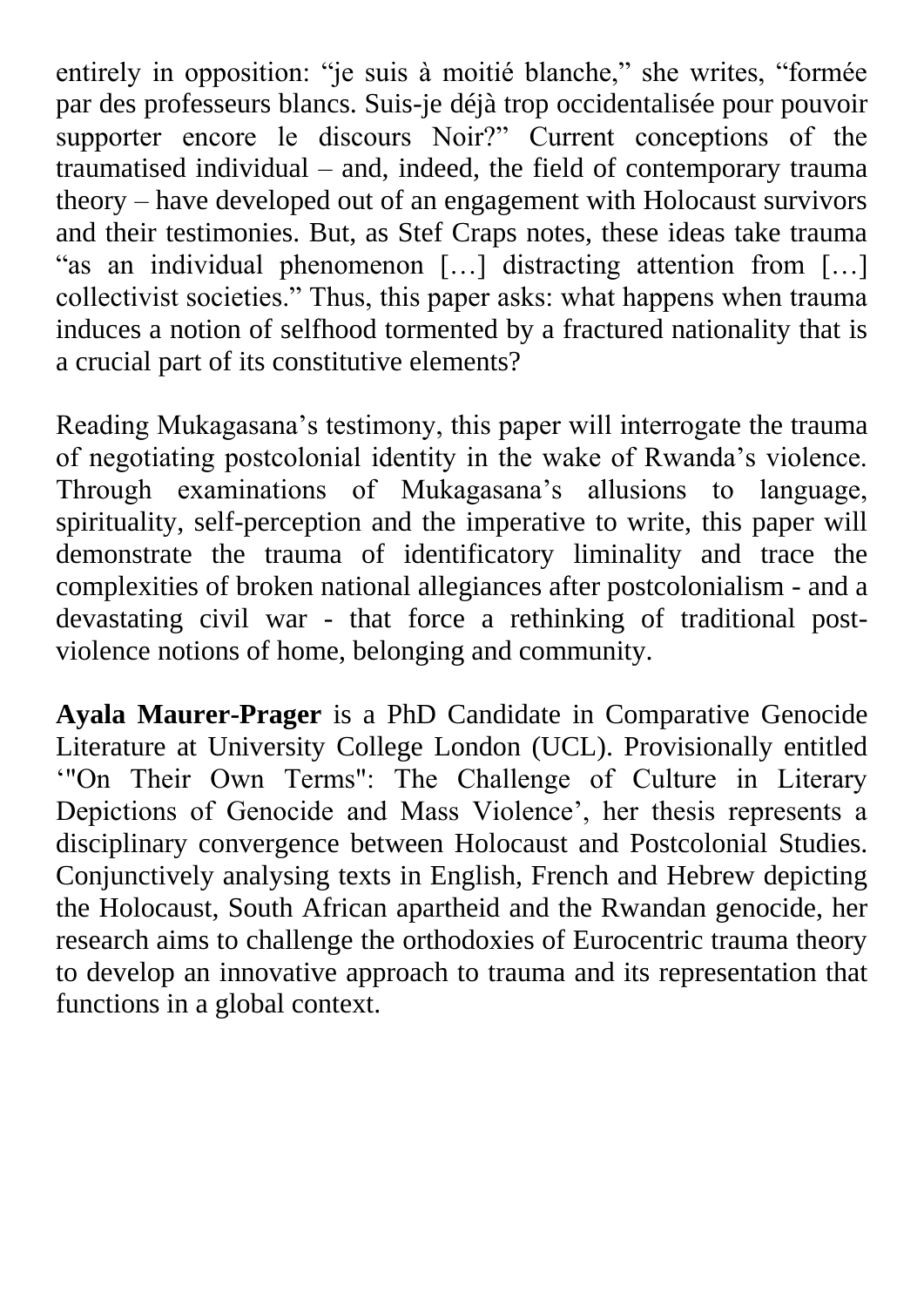entirely in opposition: “je suis à moitié blanche,” she writes, “formée par des professeurs blancs. Suis-je déjà trop occidentalisée pour pouvoir supporter encore le discours Noir?” Current conceptions of the traumatised individual – and, indeed, the field of contemporary trauma theory – have developed out of an engagement with Holocaust survivors and their testimonies. But, as Stef Craps notes, these ideas take trauma “as an individual phenomenon […] distracting attention from […] collectivist societies.” Thus, this paper asks: what happens when trauma induces a notion of selfhood tormented by a fractured nationality that is a crucial part of its constitutive elements?

Reading Mukagasana’s testimony, this paper will interrogate the trauma of negotiating postcolonial identity in the wake of Rwanda’s violence. Through examinations of Mukagasana’s allusions to language, spirituality, self-perception and the imperative to write, this paper will demonstrate the trauma of identificatory liminality and trace the complexities of broken national allegiances after postcolonialism - and a devastating civil war - that force a rethinking of traditional post-violence notions of home, belonging and community.

**Ayala Maurer-Prager** is a PhD Candidate in Comparative Genocide Literature at University College London (UCL). Provisionally entitled ‘"On Their Own Terms": The Challenge of Culture in Literary Depictions of Genocide and Mass Violence’, her thesis represents a disciplinary convergence between Holocaust and Postcolonial Studies. Conjunctively analysing texts in English, French and Hebrew depicting the Holocaust, South African apartheid and the Rwandan genocide, her research aims to challenge the orthodoxies of Eurocentric trauma theory to develop an innovative approach to trauma and its representation that functions in a global context.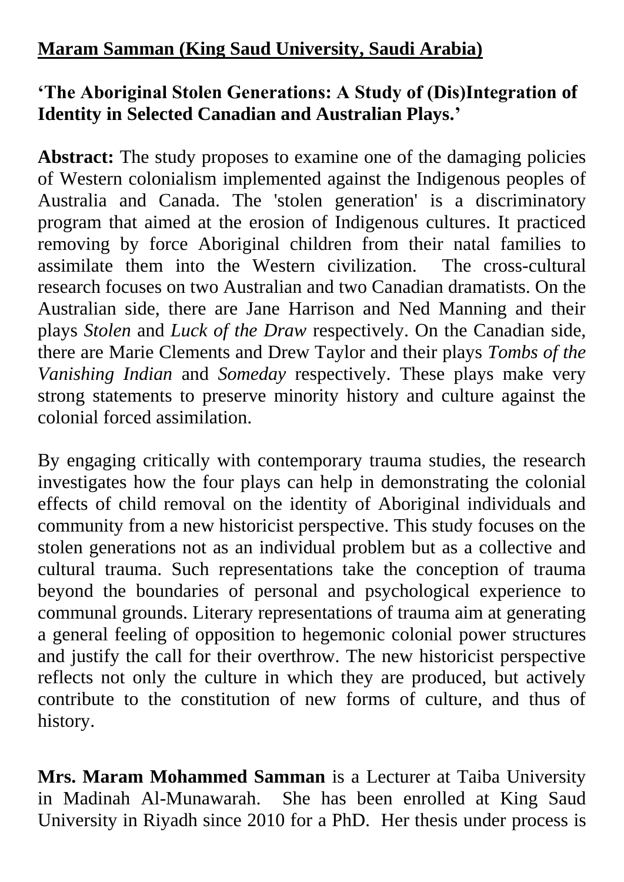**Maram Samman (King Saud University, Saudi Arabia)**

**'The Aboriginal Stolen Generations: A Study of (Dis)Integration of Identity in Selected Canadian and Australian Plays.'**

**Abstract:** The study proposes to examine one of the damaging policies of Western colonialism implemented against the Indigenous peoples of Australia and Canada. The 'stolen generation' is a discriminatory program that aimed at the erosion of Indigenous cultures. It practiced removing by force Aboriginal children from their natal families to assimilate them into the Western civilization. The cross-cultural research focuses on two Australian and two Canadian dramatists. On the Australian side, there are Jane Harrison and Ned Manning and their plays *Stolen* and *Luck of the Draw* respectively. On the Canadian side, there are Marie Clements and Drew Taylor and their plays *Tombs of the Vanishing Indian* and *Someday* respectively. These plays make very strong statements to preserve minority history and culture against the colonial forced assimilation.

By engaging critically with contemporary trauma studies, the research investigates how the four plays can help in demonstrating the colonial effects of child removal on the identity of Aboriginal individuals and community from a new historicist perspective. This study focuses on the stolen generations not as an individual problem but as a collective and cultural trauma. Such representations take the conception of trauma beyond the boundaries of personal and psychological experience to communal grounds. Literary representations of trauma aim at generating a general feeling of opposition to hegemonic colonial power structures and justify the call for their overthrow. The new historicist perspective reflects not only the culture in which they are produced, but actively contribute to the constitution of new forms of culture, and thus of history.

**Mrs. Maram Mohammed Samman** is a Lecturer at Taiba University in Madinah Al-Munawarah. She has been enrolled at King Saud University in Riyadh since 2010 for a PhD. Her thesis under process is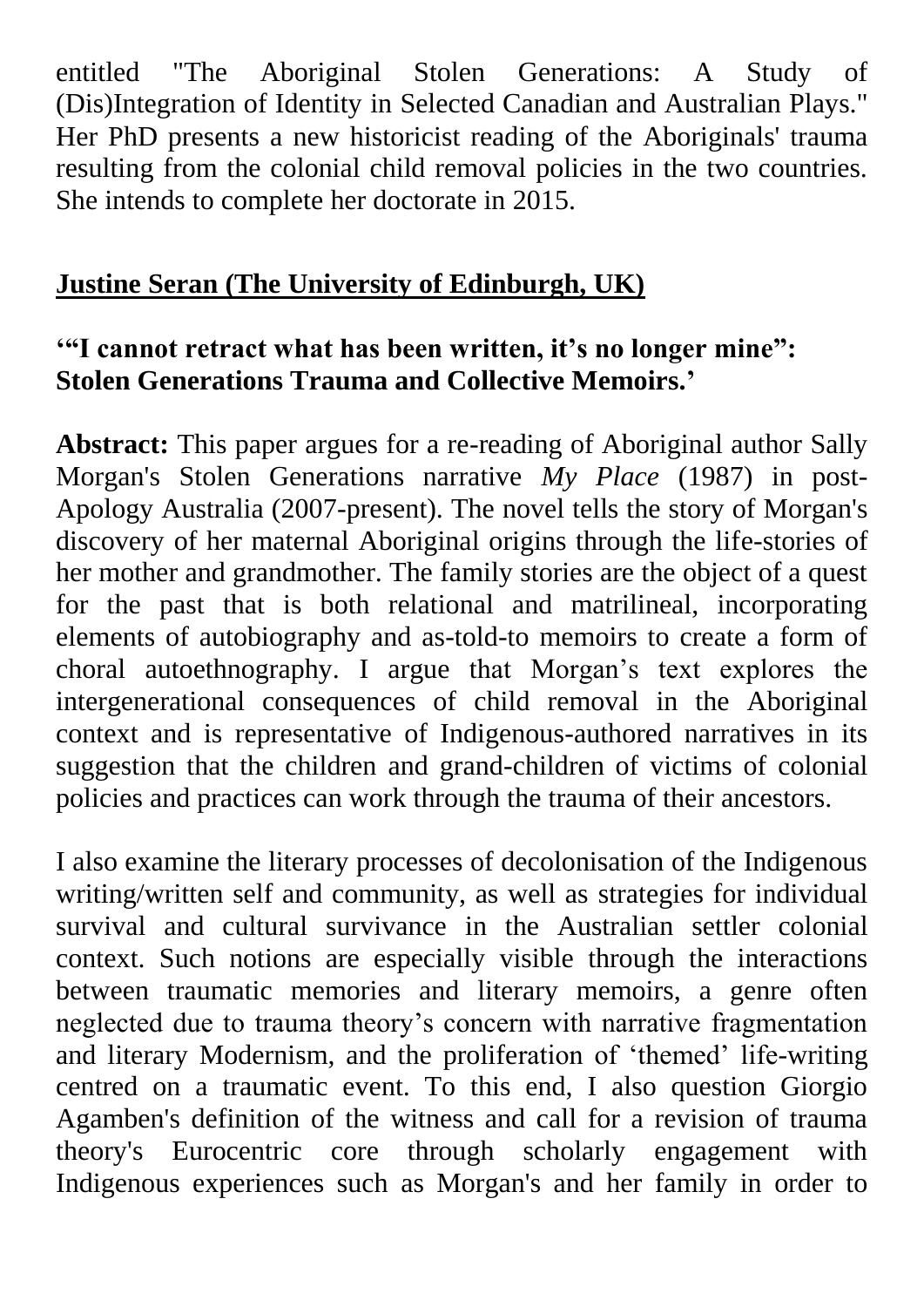entitled "The Aboriginal Stolen Generations: A Study of (Dis)Integration of Identity in Selected Canadian and Australian Plays." Her PhD presents a new historicist reading of the Aboriginals' trauma resulting from the colonial child removal policies in the two countries. She intends to complete her doctorate in 2015.

## Justine Seran (The University of Edinburgh, UK)

### '"I cannot retract what has been written, it's no longer mine": Stolen Generations Trauma and Collective Memoirs.'

**Abstract:** This paper argues for a re-reading of Aboriginal author Sally Morgan's Stolen Generations narrative *My Place* (1987) in post-Apology Australia (2007-present). The novel tells the story of Morgan's discovery of her maternal Aboriginal origins through the life-stories of her mother and grandmother. The family stories are the object of a quest for the past that is both relational and matrilineal, incorporating elements of autobiography and as-told-to memoirs to create a form of choral autoethnography. I argue that Morgan's text explores the intergenerational consequences of child removal in the Aboriginal context and is representative of Indigenous-authored narratives in its suggestion that the children and grand-children of victims of colonial policies and practices can work through the trauma of their ancestors.

I also examine the literary processes of decolonisation of the Indigenous writing/written self and community, as well as strategies for individual survival and cultural survivance in the Australian settler colonial context. Such notions are especially visible through the interactions between traumatic memories and literary memoirs, a genre often neglected due to trauma theory's concern with narrative fragmentation and literary Modernism, and the proliferation of 'themed' life-writing centred on a traumatic event. To this end, I also question Giorgio Agamben's definition of the witness and call for a revision of trauma theory's Eurocentric core through scholarly engagement with Indigenous experiences such as Morgan's and her family in order to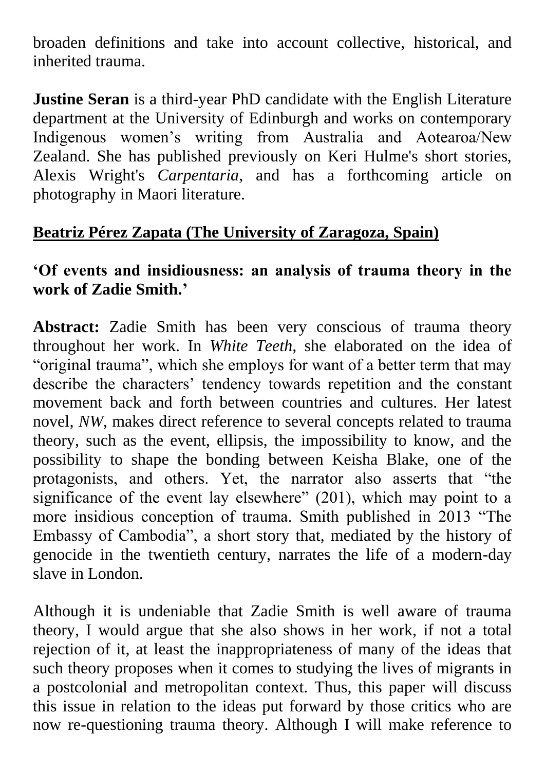broaden definitions and take into account collective, historical, and inherited trauma.

**Justine Seran** is a third-year PhD candidate with the English Literature department at the University of Edinburgh and works on contemporary Indigenous women's writing from Australia and Aotearoa/New Zealand. She has published previously on Keri Hulme's short stories, Alexis Wright's *Carpentaria,* and has a forthcoming article on photography in Maori literature.

## Beatriz Pérez Zapata (The University of Zaragoza, Spain)

### 'Of events and insidiousness: an analysis of trauma theory in the work of Zadie Smith.'

**Abstract:** Zadie Smith has been very conscious of trauma theory throughout her work. In *White Teeth,* she elaborated on the idea of "original trauma", which she employs for want of a better term that may describe the characters' tendency towards repetition and the constant movement back and forth between countries and cultures. Her latest novel, *NW,* makes direct reference to several concepts related to trauma theory, such as the event, ellipsis, the impossibility to know, and the possibility to shape the bonding between Keisha Blake, one of the protagonists, and others. Yet, the narrator also asserts that "the significance of the event lay elsewhere" (201), which may point to a more insidious conception of trauma. Smith published in 2013 "The Embassy of Cambodia", a short story that, mediated by the history of genocide in the twentieth century, narrates the life of a modern-day slave in London.

Although it is undeniable that Zadie Smith is well aware of trauma theory, I would argue that she also shows in her work, if not a total rejection of it, at least the inappropriateness of many of the ideas that such theory proposes when it comes to studying the lives of migrants in a postcolonial and metropolitan context. Thus, this paper will discuss this issue in relation to the ideas put forward by those critics who are now re-questioning trauma theory. Although I will make reference to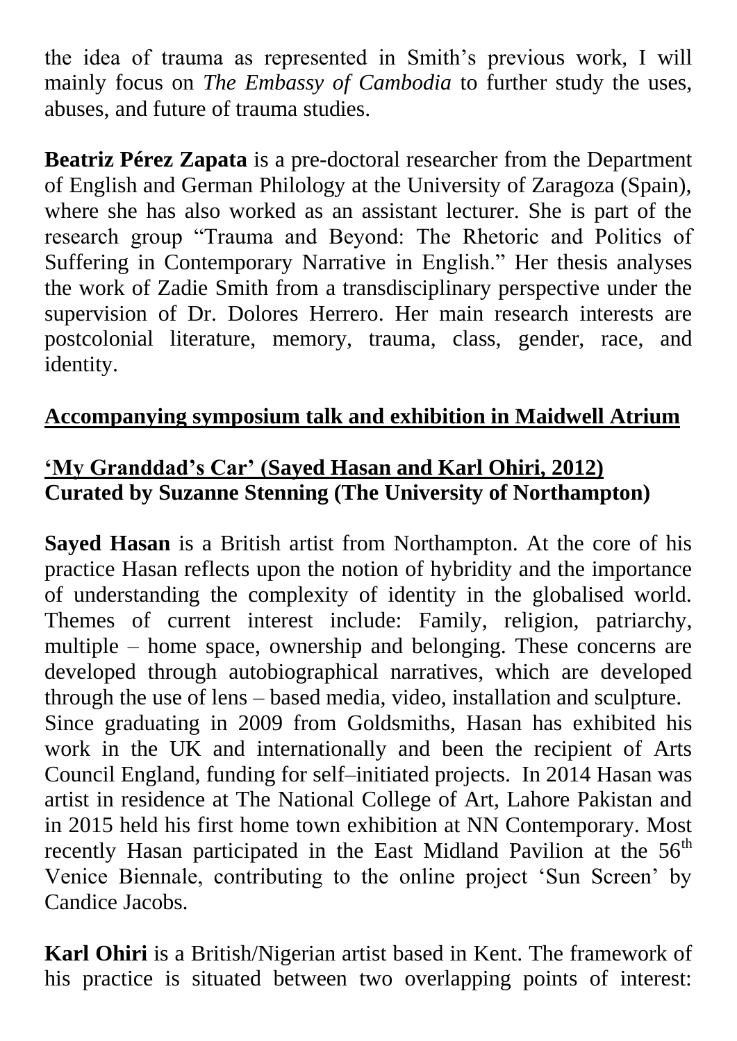the idea of trauma as represented in Smith's previous work, I will mainly focus on *The Embassy of Cambodia* to further study the uses, abuses, and future of trauma studies.

**Beatriz Pérez Zapata** is a pre-doctoral researcher from the Department of English and German Philology at the University of Zaragoza (Spain), where she has also worked as an assistant lecturer. She is part of the research group "Trauma and Beyond: The Rhetoric and Politics of Suffering in Contemporary Narrative in English." Her thesis analyses the work of Zadie Smith from a transdisciplinary perspective under the supervision of Dr. Dolores Herrero. Her main research interests are postcolonial literature, memory, trauma, class, gender, race, and identity.

## Accompanying symposium talk and exhibition in Maidwell Atrium

### 'My Granddad's Car' (Sayed Hasan and Karl Ohiri, 2012)
**Curated by Suzanne Stenning (The University of Northampton)**

**Sayed Hasan** is a British artist from Northampton. At the core of his practice Hasan reflects upon the notion of hybridity and the importance of understanding the complexity of identity in the globalised world. Themes of current interest include: Family, religion, patriarchy, multiple – home space, ownership and belonging. These concerns are developed through autobiographical narratives, which are developed through the use of lens – based media, video, installation and sculpture.
Since graduating in 2009 from Goldsmiths, Hasan has exhibited his work in the UK and internationally and been the recipient of Arts Council England, funding for self–initiated projects. In 2014 Hasan was artist in residence at The National College of Art, Lahore Pakistan and in 2015 held his first home town exhibition at NN Contemporary. Most recently Hasan participated in the East Midland Pavilion at the 56th Venice Biennale, contributing to the online project 'Sun Screen' by Candice Jacobs.

**Karl Ohiri** is a British/Nigerian artist based in Kent. The framework of his practice is situated between two overlapping points of interest: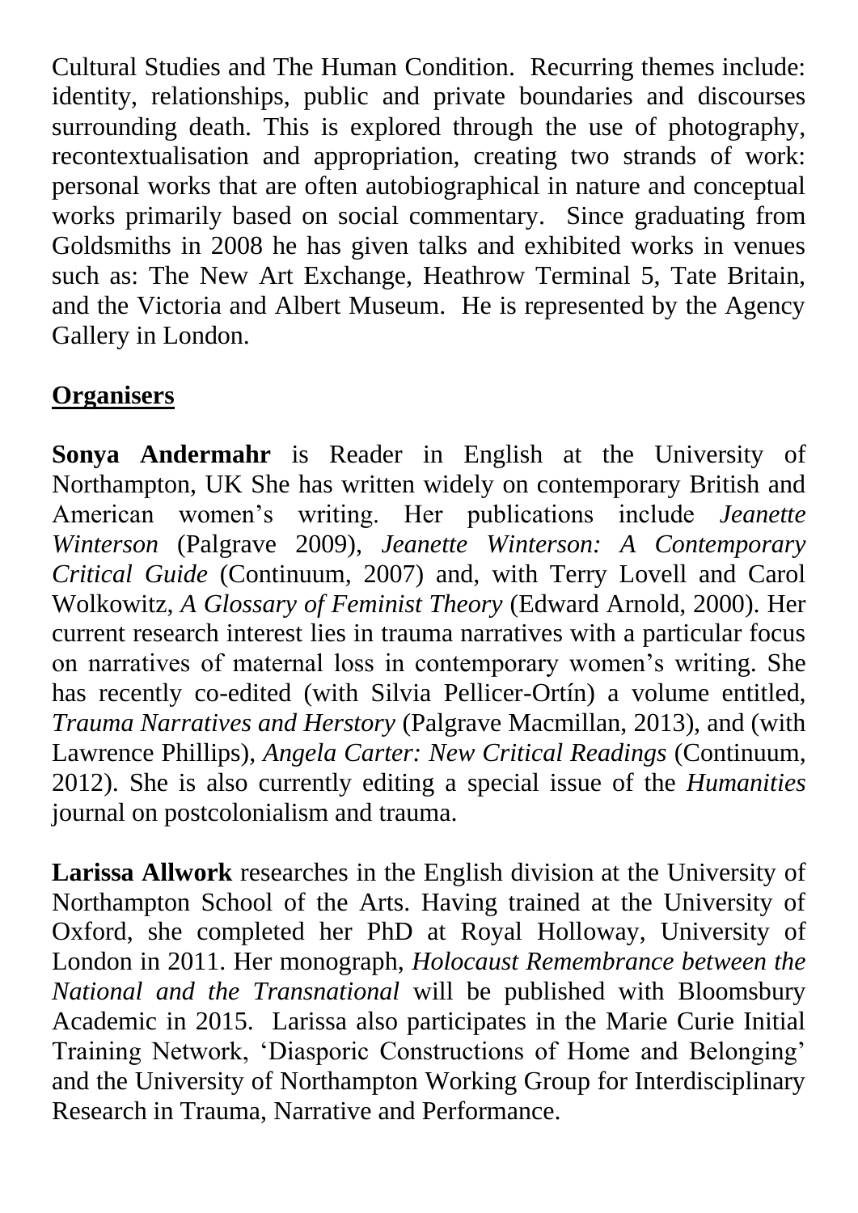Cultural Studies and The Human Condition. Recurring themes include: identity, relationships, public and private boundaries and discourses surrounding death. This is explored through the use of photography, recontextualisation and appropriation, creating two strands of work: personal works that are often autobiographical in nature and conceptual works primarily based on social commentary. Since graduating from Goldsmiths in 2008 he has given talks and exhibited works in venues such as: The New Art Exchange, Heathrow Terminal 5, Tate Britain, and the Victoria and Albert Museum. He is represented by the Agency Gallery in London.

## Organisers

**Sonya Andermahr** is Reader in English at the University of Northampton, UK She has written widely on contemporary British and American women's writing. Her publications include *Jeanette Winterson* (Palgrave 2009), *Jeanette Winterson: A Contemporary Critical Guide* (Continuum, 2007) and, with Terry Lovell and Carol Wolkowitz, *A Glossary of Feminist Theory* (Edward Arnold, 2000). Her current research interest lies in trauma narratives with a particular focus on narratives of maternal loss in contemporary women's writing. She has recently co-edited (with Silvia Pellicer-Ortín) a volume entitled, *Trauma Narratives and Herstory* (Palgrave Macmillan, 2013), and (with Lawrence Phillips), *Angela Carter: New Critical Readings* (Continuum, 2012). She is also currently editing a special issue of the *Humanities* journal on postcolonialism and trauma.

**Larissa Allwork** researches in the English division at the University of Northampton School of the Arts. Having trained at the University of Oxford, she completed her PhD at Royal Holloway, University of London in 2011. Her monograph, *Holocaust Remembrance between the National and the Transnational* will be published with Bloomsbury Academic in 2015. Larissa also participates in the Marie Curie Initial Training Network, 'Diasporic Constructions of Home and Belonging' and the University of Northampton Working Group for Interdisciplinary Research in Trauma, Narrative and Performance.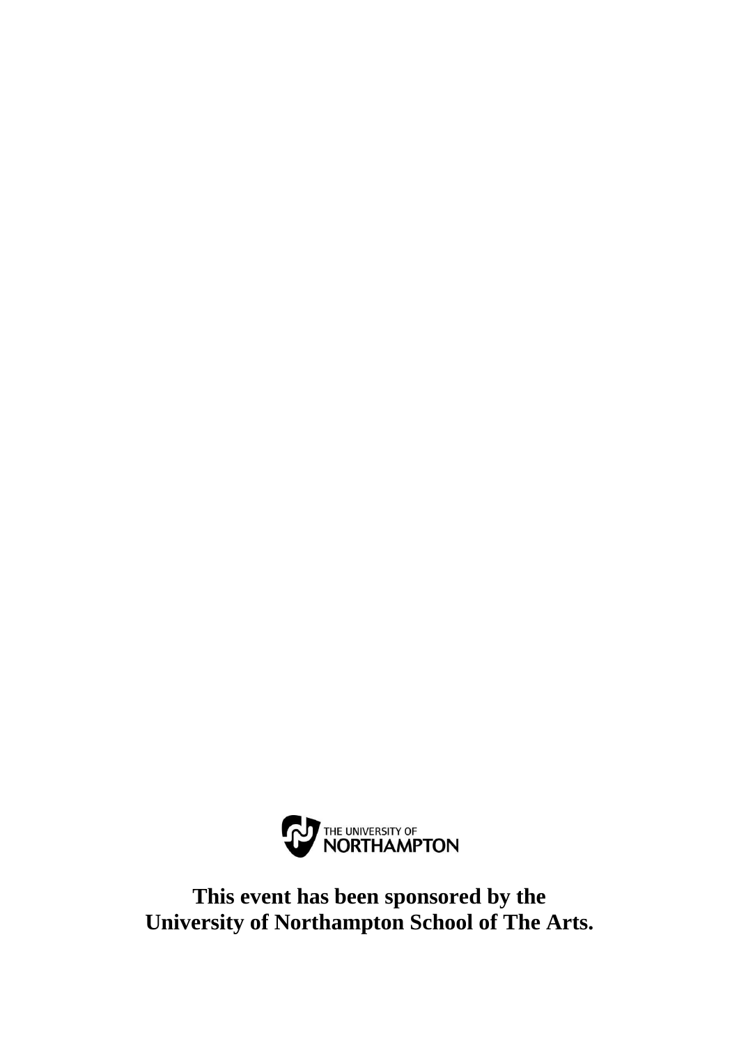THE UNIVERSITY OF NORTHAMPTON

**This event has been sponsored by the University of Northampton School of The Arts.**